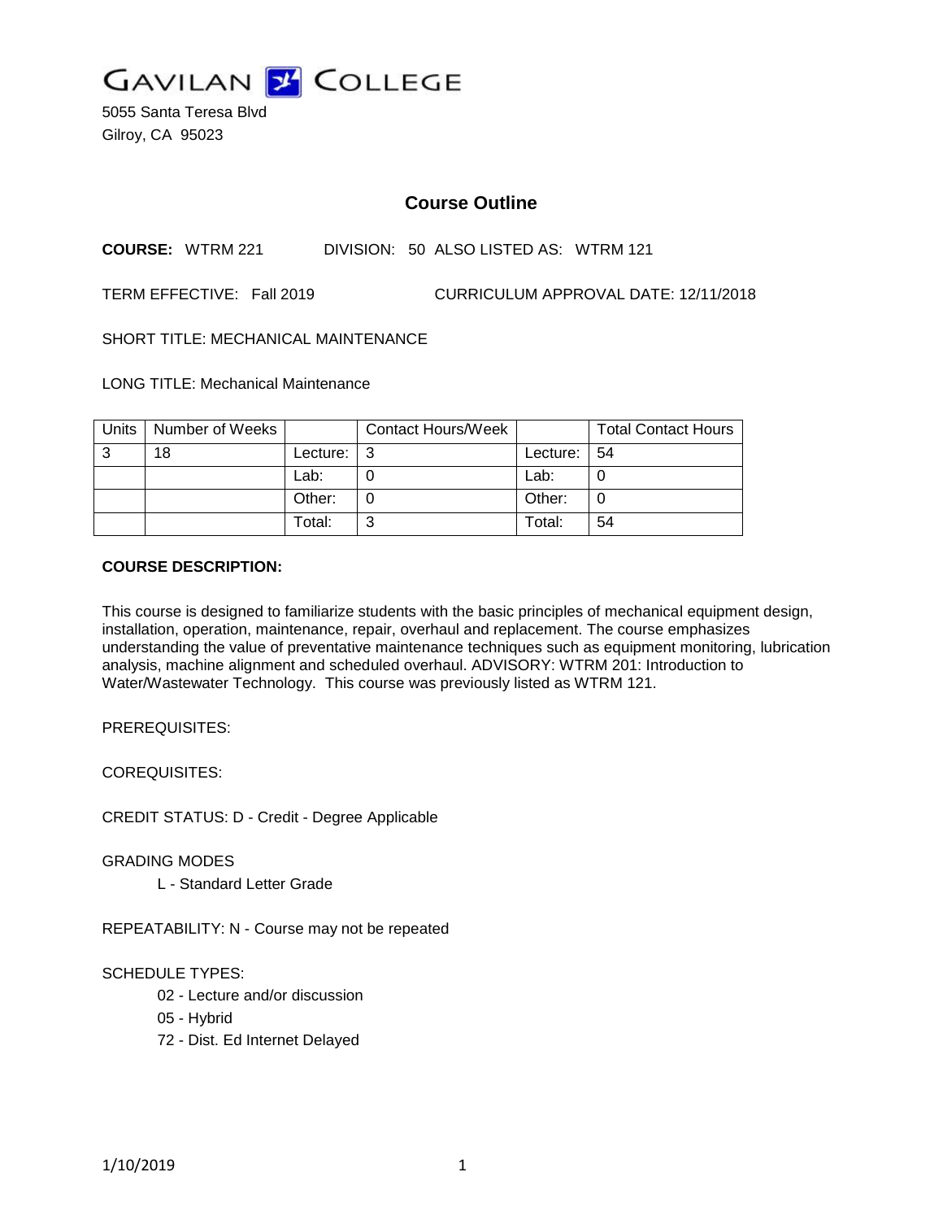GAVILAN COLLEGE

5055 Santa Teresa Blvd
Gilroy, CA 95023

# Course Outline

**COURSE:** WTRM 221 DIVISION: 50 ALSO LISTED AS: WTRM 121

TERM EFFECTIVE: Fall 2019 CURRICULUM APPROVAL DATE: 12/11/2018

SHORT TITLE: MECHANICAL MAINTENANCE

LONG TITLE: Mechanical Maintenance

| Units | Number of Weeks | | Contact Hours/Week | | Total Contact Hours |
|---|---|---|---|---|---|
| 3 | 18 | Lecture: | 3 | Lecture: | 54 |
| | | Lab: | 0 | Lab: | 0 |
| | | Other: | 0 | Other: | 0 |
| | | Total: | 3 | Total: | 54 |

**COURSE DESCRIPTION:**

This course is designed to familiarize students with the basic principles of mechanical equipment design, installation, operation, maintenance, repair, overhaul and replacement. The course emphasizes understanding the value of preventative maintenance techniques such as equipment monitoring, lubrication analysis, machine alignment and scheduled overhaul. ADVISORY: WTRM 201: Introduction to Water/Wastewater Technology. This course was previously listed as WTRM 121.

PREREQUISITES:

COREQUISITES:

CREDIT STATUS: D - Credit - Degree Applicable

GRADING MODES

L - Standard Letter Grade

REPEATABILITY: N - Course may not be repeated

SCHEDULE TYPES:

02 - Lecture and/or discussion

05 - Hybrid

72 - Dist. Ed Internet Delayed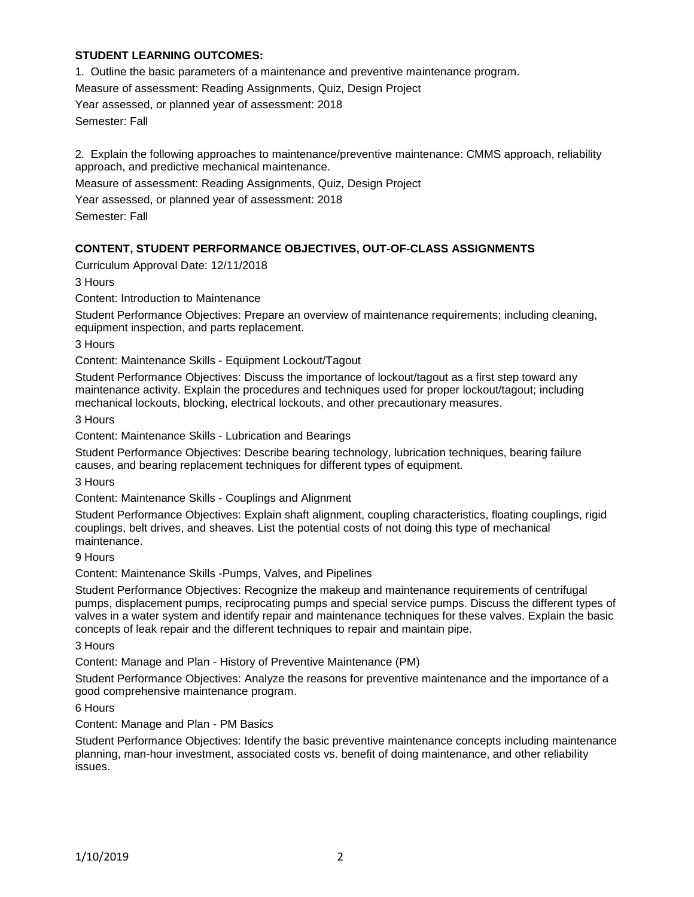**STUDENT LEARNING OUTCOMES:**

1. Outline the basic parameters of a maintenance and preventive maintenance program.

Measure of assessment: Reading Assignments, Quiz, Design Project

Year assessed, or planned year of assessment: 2018

Semester: Fall

2. Explain the following approaches to maintenance/preventive maintenance: CMMS approach, reliability approach, and predictive mechanical maintenance.

Measure of assessment: Reading Assignments, Quiz, Design Project

Year assessed, or planned year of assessment: 2018

Semester: Fall

**CONTENT, STUDENT PERFORMANCE OBJECTIVES, OUT-OF-CLASS ASSIGNMENTS**

Curriculum Approval Date: 12/11/2018

3 Hours

Content: Introduction to Maintenance

Student Performance Objectives: Prepare an overview of maintenance requirements; including cleaning, equipment inspection, and parts replacement.

3 Hours

Content: Maintenance Skills - Equipment Lockout/Tagout

Student Performance Objectives: Discuss the importance of lockout/tagout as a first step toward any maintenance activity. Explain the procedures and techniques used for proper lockout/tagout; including mechanical lockouts, blocking, electrical lockouts, and other precautionary measures.

3 Hours

Content: Maintenance Skills - Lubrication and Bearings

Student Performance Objectives: Describe bearing technology, lubrication techniques, bearing failure causes, and bearing replacement techniques for different types of equipment.

3 Hours

Content: Maintenance Skills - Couplings and Alignment

Student Performance Objectives: Explain shaft alignment, coupling characteristics, floating couplings, rigid couplings, belt drives, and sheaves. List the potential costs of not doing this type of mechanical maintenance.

9 Hours

Content: Maintenance Skills -Pumps, Valves, and Pipelines

Student Performance Objectives: Recognize the makeup and maintenance requirements of centrifugal pumps, displacement pumps, reciprocating pumps and special service pumps. Discuss the different types of valves in a water system and identify repair and maintenance techniques for these valves. Explain the basic concepts of leak repair and the different techniques to repair and maintain pipe.

3 Hours

Content: Manage and Plan - History of Preventive Maintenance (PM)

Student Performance Objectives: Analyze the reasons for preventive maintenance and the importance of a good comprehensive maintenance program.

6 Hours

Content: Manage and Plan - PM Basics

Student Performance Objectives: Identify the basic preventive maintenance concepts including maintenance planning, man-hour investment, associated costs vs. benefit of doing maintenance, and other reliability issues.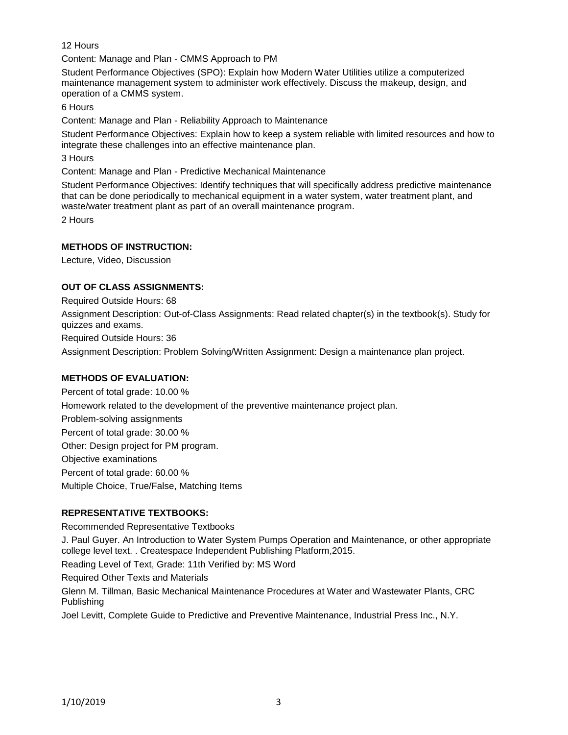12 Hours

Content: Manage and Plan - CMMS Approach to PM

Student Performance Objectives (SPO): Explain how Modern Water Utilities utilize a computerized maintenance management system to administer work effectively. Discuss the makeup, design, and operation of a CMMS system.

6 Hours

Content: Manage and Plan - Reliability Approach to Maintenance

Student Performance Objectives: Explain how to keep a system reliable with limited resources and how to integrate these challenges into an effective maintenance plan.

3 Hours

Content: Manage and Plan - Predictive Mechanical Maintenance

Student Performance Objectives: Identify techniques that will specifically address predictive maintenance that can be done periodically to mechanical equipment in a water system, water treatment plant, and waste/water treatment plant as part of an overall maintenance program.

2 Hours

**METHODS OF INSTRUCTION:**

Lecture, Video, Discussion

**OUT OF CLASS ASSIGNMENTS:**

Required Outside Hours: 68

Assignment Description: Out-of-Class Assignments: Read related chapter(s) in the textbook(s). Study for quizzes and exams.

Required Outside Hours: 36

Assignment Description: Problem Solving/Written Assignment: Design a maintenance plan project.

**METHODS OF EVALUATION:**

Percent of total grade: 10.00 %

Homework related to the development of the preventive maintenance project plan.

Problem-solving assignments

Percent of total grade: 30.00 %

Other: Design project for PM program.

Objective examinations

Percent of total grade: 60.00 %

Multiple Choice, True/False, Matching Items

**REPRESENTATIVE TEXTBOOKS:**

Recommended Representative Textbooks

J. Paul Guyer. An Introduction to Water System Pumps Operation and Maintenance, or other appropriate college level text. . Createspace Independent Publishing Platform,2015.

Reading Level of Text, Grade: 11th Verified by: MS Word

Required Other Texts and Materials

Glenn M. Tillman, Basic Mechanical Maintenance Procedures at Water and Wastewater Plants, CRC Publishing

Joel Levitt, Complete Guide to Predictive and Preventive Maintenance, Industrial Press Inc., N.Y.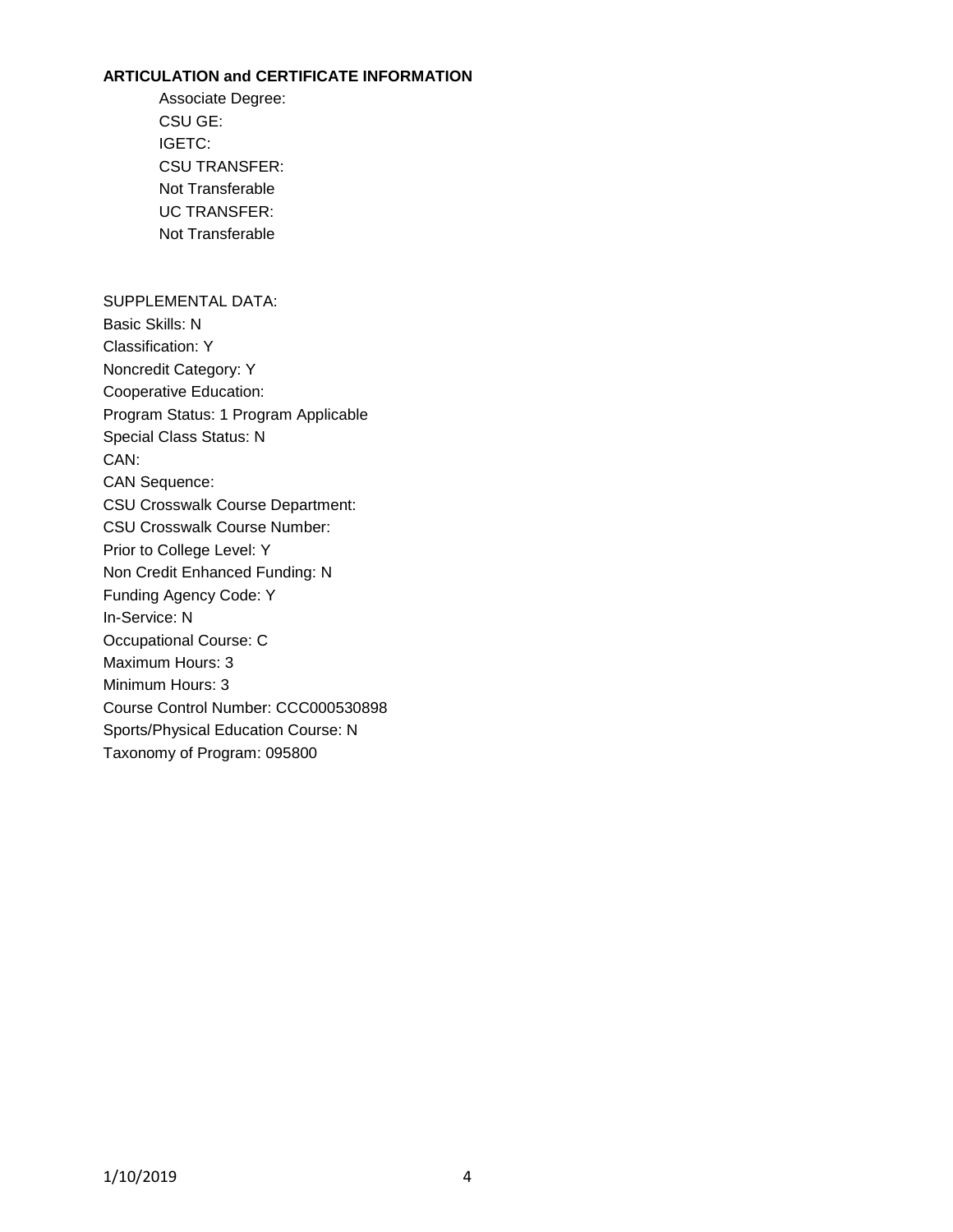**ARTICULATION and CERTIFICATE INFORMATION**

Associate Degree:
CSU GE:
IGETC:
CSU TRANSFER:
Not Transferable
UC TRANSFER:
Not Transferable

SUPPLEMENTAL DATA:
Basic Skills: N
Classification: Y
Noncredit Category: Y
Cooperative Education:
Program Status: 1 Program Applicable
Special Class Status: N
CAN:
CAN Sequence:
CSU Crosswalk Course Department:
CSU Crosswalk Course Number:
Prior to College Level: Y
Non Credit Enhanced Funding: N
Funding Agency Code: Y
In-Service: N
Occupational Course: C
Maximum Hours: 3
Minimum Hours: 3
Course Control Number: CCC000530898
Sports/Physical Education Course: N
Taxonomy of Program: 095800